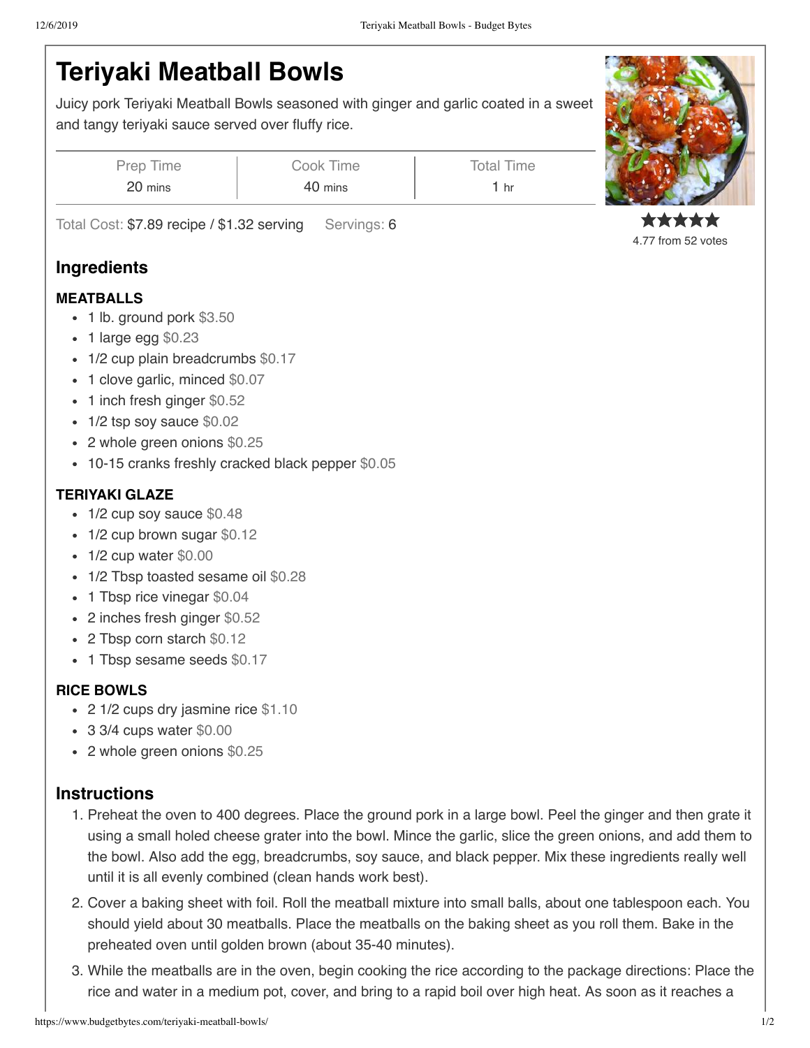# Teriyaki Meatball Bowls

Juicy pork Teriyaki Meatball Bowls seasoned with ginger and garlic coated in a sweet and tangy teriyaki sauce served over fluffy rice.

| Prep Time | Cook Time | Total Time |
| --- | --- | --- |
| 20 mins | 40 mins | 1 hr |

Total Cost: $7.89 recipe / $1.32 serving    Servings: 6

4.77 from 52 votes

## Ingredients

### MEATBALLS

- 1 lb. ground pork $3.50
- 1 large egg $0.23
- 1/2 cup plain breadcrumbs $0.17
- 1 clove garlic, minced $0.07
- 1 inch fresh ginger $0.52
- 1/2 tsp soy sauce $0.02
- 2 whole green onions $0.25
- 10-15 cranks freshly cracked black pepper $0.05

### TERIYAKI GLAZE

- 1/2 cup soy sauce $0.48
- 1/2 cup brown sugar $0.12
- 1/2 cup water $0.00
- 1/2 Tbsp toasted sesame oil $0.28
- 1 Tbsp rice vinegar $0.04
- 2 inches fresh ginger $0.52
- 2 Tbsp corn starch $0.12
- 1 Tbsp sesame seeds $0.17

### RICE BOWLS

- 2 1/2 cups dry jasmine rice $1.10
- 3 3/4 cups water $0.00
- 2 whole green onions $0.25

## Instructions

1. Preheat the oven to 400 degrees. Place the ground pork in a large bowl. Peel the ginger and then grate it using a small holed cheese grater into the bowl. Mince the garlic, slice the green onions, and add them to the bowl. Also add the egg, breadcrumbs, soy sauce, and black pepper. Mix these ingredients really well until it is all evenly combined (clean hands work best).
2. Cover a baking sheet with foil. Roll the meatball mixture into small balls, about one tablespoon each. You should yield about 30 meatballs. Place the meatballs on the baking sheet as you roll them. Bake in the preheated oven until golden brown (about 35-40 minutes).
3. While the meatballs are in the oven, begin cooking the rice according to the package directions: Place the rice and water in a medium pot, cover, and bring to a rapid boil over high heat. As soon as it reaches a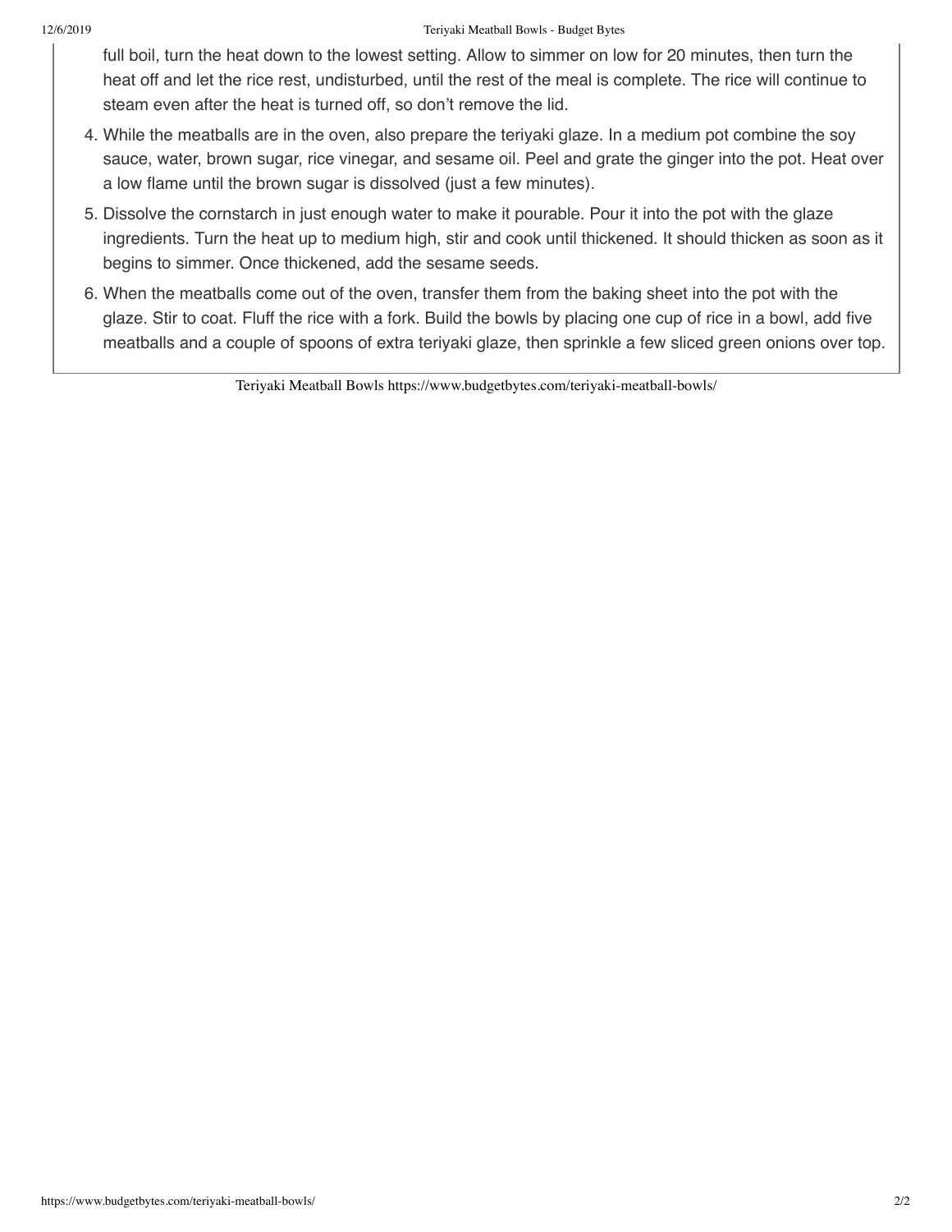full boil, turn the heat down to the lowest setting. Allow to simmer on low for 20 minutes, then turn the heat off and let the rice rest, undisturbed, until the rest of the meal is complete. The rice will continue to steam even after the heat is turned off, so don't remove the lid.

4. While the meatballs are in the oven, also prepare the teriyaki glaze. In a medium pot combine the soy sauce, water, brown sugar, rice vinegar, and sesame oil. Peel and grate the ginger into the pot. Heat over a low flame until the brown sugar is dissolved (just a few minutes).
5. Dissolve the cornstarch in just enough water to make it pourable. Pour it into the pot with the glaze ingredients. Turn the heat up to medium high, stir and cook until thickened. It should thicken as soon as it begins to simmer. Once thickened, add the sesame seeds.
6. When the meatballs come out of the oven, transfer them from the baking sheet into the pot with the glaze. Stir to coat. Fluff the rice with a fork. Build the bowls by placing one cup of rice in a bowl, add five meatballs and a couple of spoons of extra teriyaki glaze, then sprinkle a few sliced green onions over top.

Teriyaki Meatball Bowls https://www.budgetbytes.com/teriyaki-meatball-bowls/